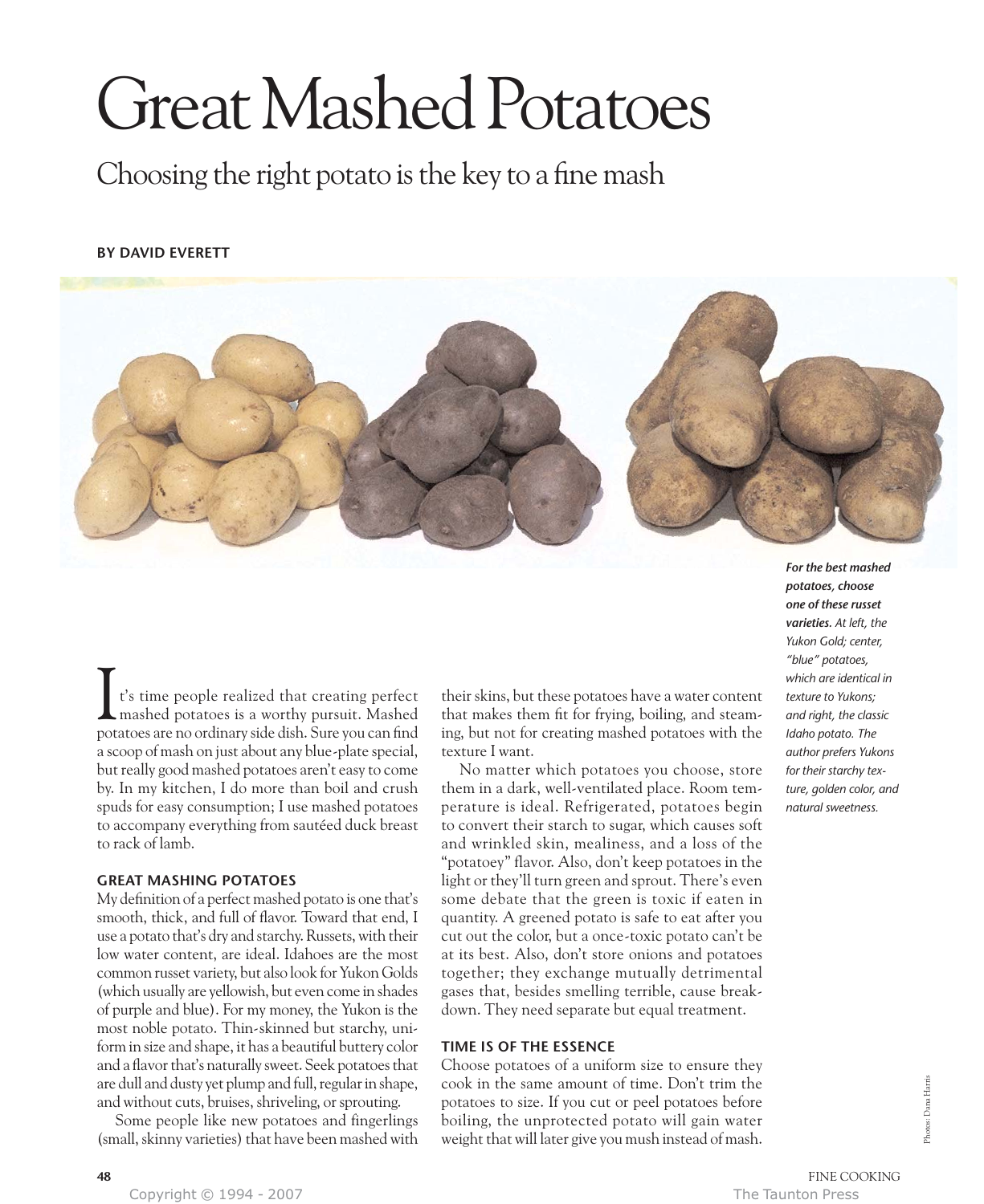# Great Mashed Potatoes

## Choosing the right potato is the key to a fine mash

**BY DAVID EVERETT**

***For the best mashed potatoes, choose one of these russet varieties.*** *At left, the Yukon Gold; center, "blue" potatoes, which are identical in texture to Yukons; and right, the classic Idaho potato. The author prefers Yukons for their starchy texture, golden color, and natural sweetness.*

It's time people realized that creating perfect mashed potatoes is a worthy pursuit. Mashed potatoes are no ordinary side dish. Sure you can find a scoop of mash on just about any blue-plate special, but really good mashed potatoes aren't easy to come by. In my kitchen, I do more than boil and crush spuds for easy consumption; I use mashed potatoes to accompany everything from sautéed duck breast to rack of lamb.

### GREAT MASHING POTATOES

My definition of a perfect mashed potato is one that's smooth, thick, and full of flavor. Toward that end, I use a potato that's dry and starchy. Russets, with their low water content, are ideal. Idahoes are the most common russet variety, but also look for Yukon Golds (which usually are yellowish, but even come in shades of purple and blue). For my money, the Yukon is the most noble potato. Thin-skinned but starchy, uniform in size and shape, it has a beautiful buttery color and a flavor that's naturally sweet. Seek potatoes that are dull and dusty yet plump and full, regular in shape, and without cuts, bruises, shriveling, or sprouting.

Some people like new potatoes and fingerlings (small, skinny varieties) that have been mashed with their skins, but these potatoes have a water content that makes them fit for frying, boiling, and steaming, but not for creating mashed potatoes with the texture I want.

No matter which potatoes you choose, store them in a dark, well-ventilated place. Room temperature is ideal. Refrigerated, potatoes begin to convert their starch to sugar, which causes soft and wrinkled skin, mealiness, and a loss of the "potatoey" flavor. Also, don't keep potatoes in the light or they'll turn green and sprout. There's even some debate that the green is toxic if eaten in quantity. A greened potato is safe to eat after you cut out the color, but a once-toxic potato can't be at its best. Also, don't store onions and potatoes together; they exchange mutually detrimental gases that, besides smelling terrible, cause breakdown. They need separate but equal treatment.

### TIME IS OF THE ESSENCE

Choose potatoes of a uniform size to ensure they cook in the same amount of time. Don't trim the potatoes to size. If you cut or peel potatoes before boiling, the unprotected potato will gain water weight that will later give you mush instead of mash.

Photos: Dana Harris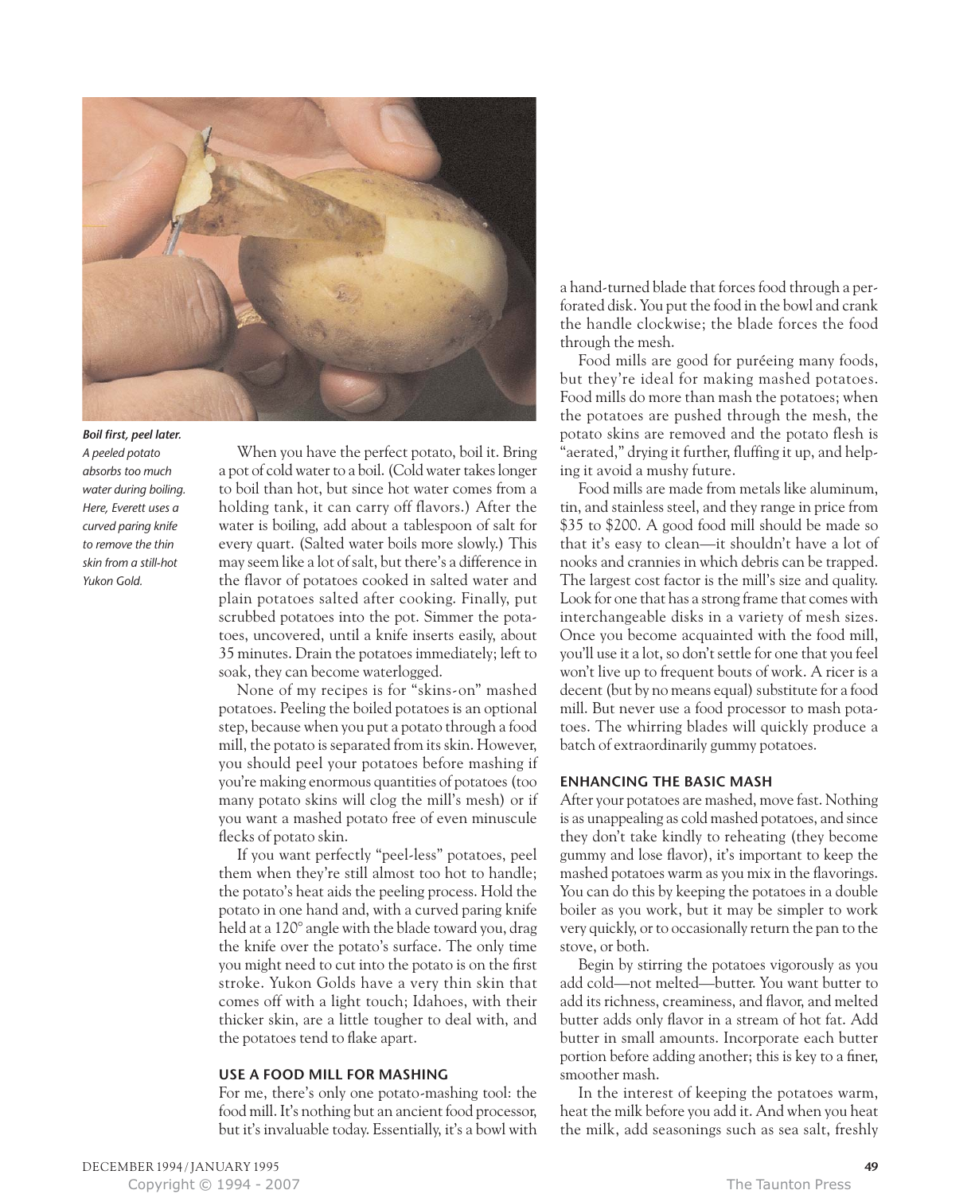***Boil first, peel later.*** *A peeled potato absorbs too much water during boiling. Here, Everett uses a curved paring knife to remove the thin skin from a still-hot Yukon Gold.*

When you have the perfect potato, boil it. Bring a pot of cold water to a boil. (Cold water takes longer to boil than hot, but since hot water comes from a holding tank, it can carry off flavors.) After the water is boiling, add about a tablespoon of salt for every quart. (Salted water boils more slowly.) This may seem like a lot of salt, but there's a difference in the flavor of potatoes cooked in salted water and plain potatoes salted after cooking. Finally, put scrubbed potatoes into the pot. Simmer the potatoes, uncovered, until a knife inserts easily, about 35 minutes. Drain the potatoes immediately; left to soak, they can become waterlogged.

None of my recipes is for "skins-on" mashed potatoes. Peeling the boiled potatoes is an optional step, because when you put a potato through a food mill, the potato is separated from its skin. However, you should peel your potatoes before mashing if you're making enormous quantities of potatoes (too many potato skins will clog the mill's mesh) or if you want a mashed potato free of even minuscule flecks of potato skin.

If you want perfectly "peel-less" potatoes, peel them when they're still almost too hot to handle; the potato's heat aids the peeling process. Hold the potato in one hand and, with a curved paring knife held at a 120° angle with the blade toward you, drag the knife over the potato's surface. The only time you might need to cut into the potato is on the first stroke. Yukon Golds have a very thin skin that comes off with a light touch; Idahoes, with their thicker skin, are a little tougher to deal with, and the potatoes tend to flake apart.

### USE A FOOD MILL FOR MASHING

For me, there's only one potato-mashing tool: the food mill. It's nothing but an ancient food processor, but it's invaluable today. Essentially, it's a bowl with a hand-turned blade that forces food through a perforated disk. You put the food in the bowl and crank the handle clockwise; the blade forces the food through the mesh.

Food mills are good for puréeing many foods, but they're ideal for making mashed potatoes. Food mills do more than mash the potatoes; when the potatoes are pushed through the mesh, the potato skins are removed and the potato flesh is "aerated," drying it further, fluffing it up, and helping it avoid a mushy future.

Food mills are made from metals like aluminum, tin, and stainless steel, and they range in price from $35 to $200. A good food mill should be made so that it's easy to clean—it shouldn't have a lot of nooks and crannies in which debris can be trapped. The largest cost factor is the mill's size and quality. Look for one that has a strong frame that comes with interchangeable disks in a variety of mesh sizes. Once you become acquainted with the food mill, you'll use it a lot, so don't settle for one that you feel won't live up to frequent bouts of work. A ricer is a decent (but by no means equal) substitute for a food mill. But never use a food processor to mash potatoes. The whirring blades will quickly produce a batch of extraordinarily gummy potatoes.

### ENHANCING THE BASIC MASH

After your potatoes are mashed, move fast. Nothing is as unappealing as cold mashed potatoes, and since they don't take kindly to reheating (they become gummy and lose flavor), it's important to keep the mashed potatoes warm as you mix in the flavorings. You can do this by keeping the potatoes in a double boiler as you work, but it may be simpler to work very quickly, or to occasionally return the pan to the stove, or both.

Begin by stirring the potatoes vigorously as you add cold—not melted—butter. You want butter to add its richness, creaminess, and flavor, and melted butter adds only flavor in a stream of hot fat. Add butter in small amounts. Incorporate each butter portion before adding another; this is key to a finer, smoother mash.

In the interest of keeping the potatoes warm, heat the milk before you add it. And when you heat the milk, add seasonings such as sea salt, freshly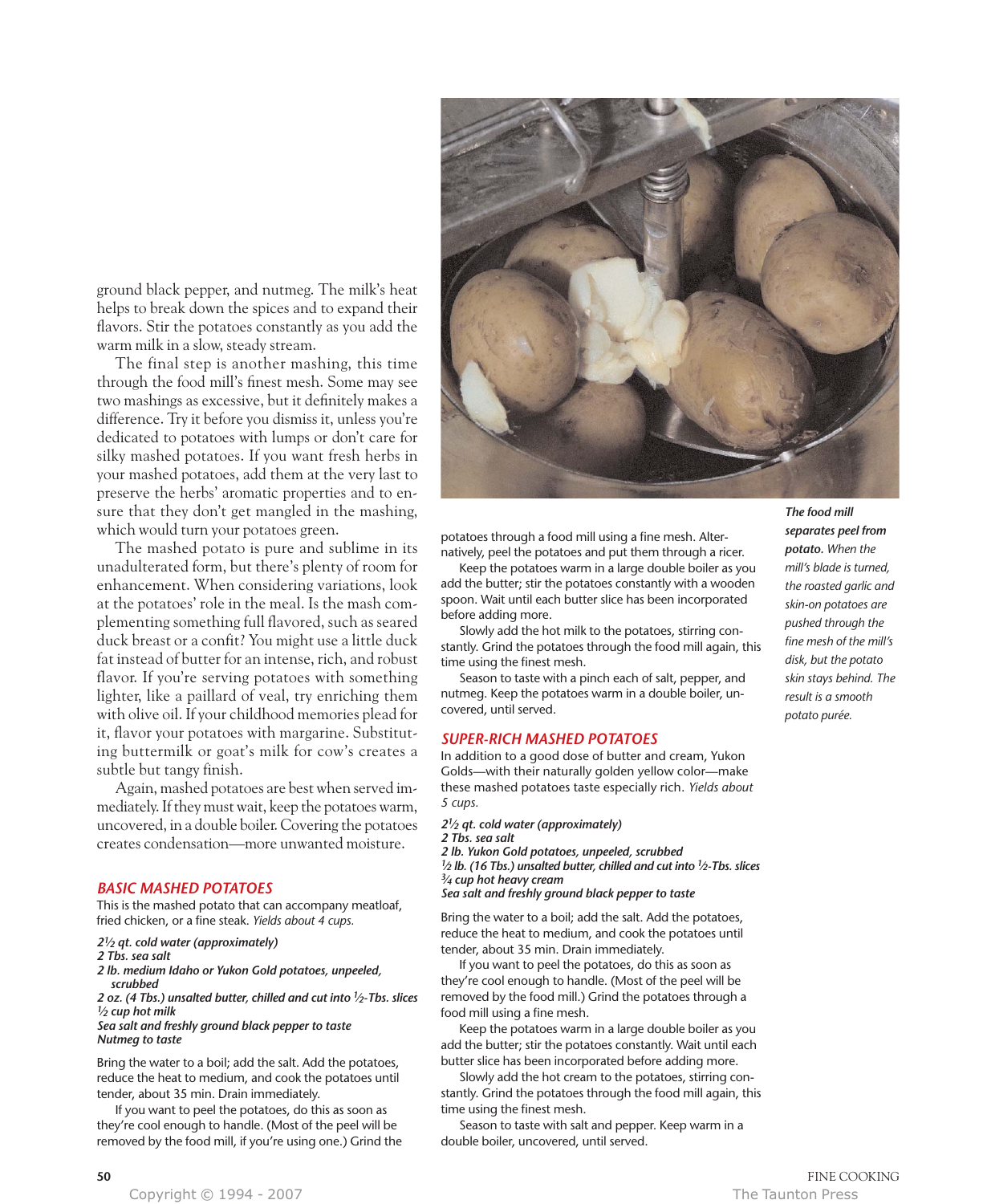ground black pepper, and nutmeg. The milk's heat helps to break down the spices and to expand their flavors. Stir the potatoes constantly as you add the warm milk in a slow, steady stream.

The final step is another mashing, this time through the food mill's finest mesh. Some may see two mashings as excessive, but it definitely makes a difference. Try it before you dismiss it, unless you're dedicated to potatoes with lumps or don't care for silky mashed potatoes. If you want fresh herbs in your mashed potatoes, add them at the very last to preserve the herbs' aromatic properties and to ensure that they don't get mangled in the mashing, which would turn your potatoes green.

The mashed potato is pure and sublime in its unadulterated form, but there's plenty of room for enhancement. When considering variations, look at the potatoes' role in the meal. Is the mash complementing something full flavored, such as seared duck breast or a confit? You might use a little duck fat instead of butter for an intense, rich, and robust flavor. If you're serving potatoes with something lighter, like a paillard of veal, try enriching them with olive oil. If your childhood memories plead for it, flavor your potatoes with margarine. Substituting buttermilk or goat's milk for cow's creates a subtle but tangy finish.

Again, mashed potatoes are best when served immediately. If they must wait, keep the potatoes warm, uncovered, in a double boiler. Covering the potatoes creates condensation—more unwanted moisture.

### BASIC MASHED POTATOES

This is the mashed potato that can accompany meatloaf, fried chicken, or a fine steak. *Yields about 4 cups.*

***2½ qt. cold water (approximately)***
***2 Tbs. sea salt***
***2 lb. medium Idaho or Yukon Gold potatoes, unpeeled, scrubbed***
***2 oz. (4 Tbs.) unsalted butter, chilled and cut into ½-Tbs. slices***
***½ cup hot milk***
***Sea salt and freshly ground black pepper to taste***
***Nutmeg to taste***

Bring the water to a boil; add the salt. Add the potatoes, reduce the heat to medium, and cook the potatoes until tender, about 35 min. Drain immediately.

If you want to peel the potatoes, do this as soon as they're cool enough to handle. (Most of the peel will be removed by the food mill, if you're using one.) Grind the potatoes through a food mill using a fine mesh. Alternatively, peel the potatoes and put them through a ricer.

Keep the potatoes warm in a large double boiler as you add the butter; stir the potatoes constantly with a wooden spoon. Wait until each butter slice has been incorporated before adding more.

Slowly add the hot milk to the potatoes, stirring constantly. Grind the potatoes through the food mill again, this time using the finest mesh.

Season to taste with a pinch each of salt, pepper, and nutmeg. Keep the potatoes warm in a double boiler, uncovered, until served.

### SUPER-RICH MASHED POTATOES

In addition to a good dose of butter and cream, Yukon Golds—with their naturally golden yellow color—make these mashed potatoes taste especially rich. *Yields about 5 cups.*

***2½ qt. cold water (approximately)***
***2 Tbs. sea salt***
***2 lb. Yukon Gold potatoes, unpeeled, scrubbed***
***½ lb. (16 Tbs.) unsalted butter, chilled and cut into ½-Tbs. slices***
***¾ cup hot heavy cream***
***Sea salt and freshly ground black pepper to taste***

Bring the water to a boil; add the salt. Add the potatoes, reduce the heat to medium, and cook the potatoes until tender, about 35 min. Drain immediately.

If you want to peel the potatoes, do this as soon as they're cool enough to handle. (Most of the peel will be removed by the food mill.) Grind the potatoes through a food mill using a fine mesh.

Keep the potatoes warm in a large double boiler as you add the butter; stir the potatoes constantly. Wait until each butter slice has been incorporated before adding more.

Slowly add the hot cream to the potatoes, stirring constantly. Grind the potatoes through the food mill again, this time using the finest mesh.

Season to taste with salt and pepper. Keep warm in a double boiler, uncovered, until served.

***The food mill separates peel from potato.*** *When the mill's blade is turned, the roasted garlic and skin-on potatoes are pushed through the fine mesh of the mill's disk, but the potato skin stays behind. The result is a smooth potato purée.*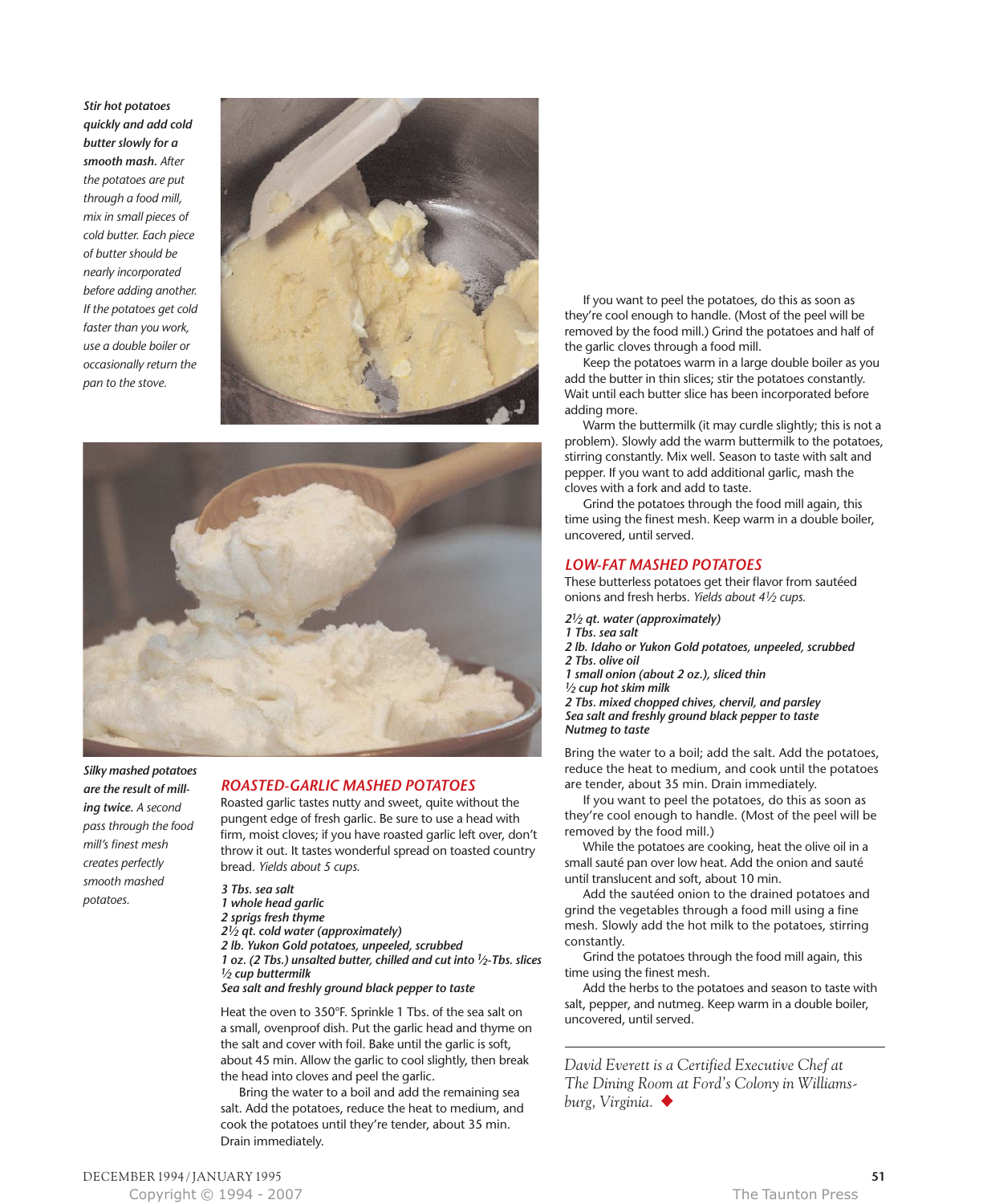***Stir hot potatoes quickly and add cold butter slowly for a smooth mash.*** *After the potatoes are put through a food mill, mix in small pieces of cold butter. Each piece of butter should be nearly incorporated before adding another. If the potatoes get cold faster than you work, use a double boiler or occasionally return the pan to the stove.*

***Silky mashed potatoes are the result of milling twice.*** *A second pass through the food mill's finest mesh creates perfectly smooth mashed potatoes.*

## ROASTED-GARLIC MASHED POTATOES

Roasted garlic tastes nutty and sweet, quite without the pungent edge of fresh garlic. Be sure to use a head with firm, moist cloves; if you have roasted garlic left over, don't throw it out. It tastes wonderful spread on toasted country bread. *Yields about 5 cups.*

***3 Tbs. sea salt***
***1 whole head garlic***
***2 sprigs fresh thyme***
***2½ qt. cold water (approximately)***
***2 lb. Yukon Gold potatoes, unpeeled, scrubbed***
***1 oz. (2 Tbs.) unsalted butter, chilled and cut into ½-Tbs. slices***
***½ cup buttermilk***
***Sea salt and freshly ground black pepper to taste***

Heat the oven to 350°F. Sprinkle 1 Tbs. of the sea salt on a small, ovenproof dish. Put the garlic head and thyme on the salt and cover with foil. Bake until the garlic is soft, about 45 min. Allow the garlic to cool slightly, then break the head into cloves and peel the garlic.

Bring the water to a boil and add the remaining sea salt. Add the potatoes, reduce the heat to medium, and cook the potatoes until they're tender, about 35 min. Drain immediately.

If you want to peel the potatoes, do this as soon as they're cool enough to handle. (Most of the peel will be removed by the food mill.) Grind the potatoes and half of the garlic cloves through a food mill.

Keep the potatoes warm in a large double boiler as you add the butter in thin slices; stir the potatoes constantly. Wait until each butter slice has been incorporated before adding more.

Warm the buttermilk (it may curdle slightly; this is not a problem). Slowly add the warm buttermilk to the potatoes, stirring constantly. Mix well. Season to taste with salt and pepper. If you want to add additional garlic, mash the cloves with a fork and add to taste.

Grind the potatoes through the food mill again, this time using the finest mesh. Keep warm in a double boiler, uncovered, until served.

## LOW-FAT MASHED POTATOES

These butterless potatoes get their flavor from sautéed onions and fresh herbs. *Yields about 4½ cups.*

***2½ qt. water (approximately)***
***1 Tbs. sea salt***
***2 lb. Idaho or Yukon Gold potatoes, unpeeled, scrubbed***
***2 Tbs. olive oil***
***1 small onion (about 2 oz.), sliced thin***
***½ cup hot skim milk***
***2 Tbs. mixed chopped chives, chervil, and parsley***
***Sea salt and freshly ground black pepper to taste***
***Nutmeg to taste***

Bring the water to a boil; add the salt. Add the potatoes, reduce the heat to medium, and cook until the potatoes are tender, about 35 min. Drain immediately.

If you want to peel the potatoes, do this as soon as they're cool enough to handle. (Most of the peel will be removed by the food mill.)

While the potatoes are cooking, heat the olive oil in a small sauté pan over low heat. Add the onion and sauté until translucent and soft, about 10 min.

Add the sautéed onion to the drained potatoes and grind the vegetables through a food mill using a fine mesh. Slowly add the hot milk to the potatoes, stirring constantly.

Grind the potatoes through the food mill again, this time using the finest mesh.

Add the herbs to the potatoes and season to taste with salt, pepper, and nutmeg. Keep warm in a double boiler, uncovered, until served.

---

*David Everett is a Certified Executive Chef at The Dining Room at Ford's Colony in Williamsburg, Virginia.* ◆